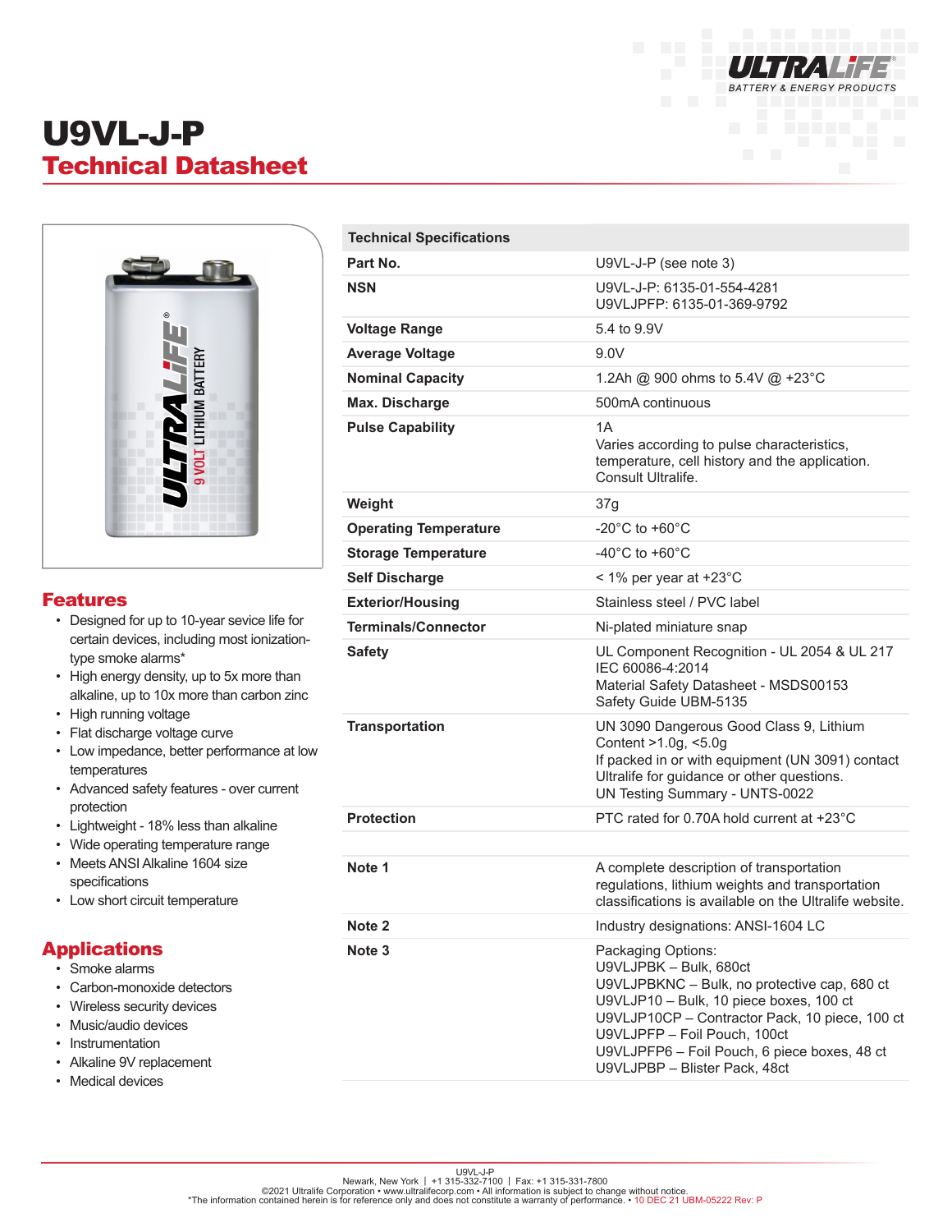# U9VL-J-P

## Technical Datasheet

## Features

- Designed for up to 10-year sevice life for certain devices, including most ionization-type smoke alarms*
- High energy density, up to 5x more than alkaline, up to 10x more than carbon zinc
- High running voltage
- Flat discharge voltage curve
- Low impedance, better performance at low temperatures
- Advanced safety features - over current protection
- Lightweight - 18% less than alkaline
- Wide operating temperature range
- Meets ANSI Alkaline 1604 size specifications
- Low short circuit temperature

## Applications

- Smoke alarms
- Carbon-monoxide detectors
- Wireless security devices
- Music/audio devices
- Instrumentation
- Alkaline 9V replacement
- Medical devices

| Technical Specifications | |
|---|---|
| **Part No.** | U9VL-J-P (see note 3) |
| **NSN** | U9VL-J-P: 6135-01-554-4281<br>U9VLJPFP: 6135-01-369-9792 |
| **Voltage Range** | 5.4 to 9.9V |
| **Average Voltage** | 9.0V |
| **Nominal Capacity** | 1.2Ah @ 900 ohms to 5.4V @ +23°C |
| **Max. Discharge** | 500mA continuous |
| **Pulse Capability** | 1A<br>Varies according to pulse characteristics, temperature, cell history and the application. Consult Ultralife. |
| **Weight** | 37g |
| **Operating Temperature** | -20°C to +60°C |
| **Storage Temperature** | -40°C to +60°C |
| **Self Discharge** | < 1% per year at +23°C |
| **Exterior/Housing** | Stainless steel / PVC label |
| **Terminals/Connector** | Ni-plated miniature snap |
| **Safety** | UL Component Recognition - UL 2054 & UL 217<br>IEC 60086-4:2014<br>Material Safety Datasheet - MSDS00153<br>Safety Guide UBM-5135 |
| **Transportation** | UN 3090 Dangerous Good Class 9, Lithium Content >1.0g, <5.0g<br>If packed in or with equipment (UN 3091) contact Ultralife for guidance or other questions.<br>UN Testing Summary - UNTS-0022 |
| **Protection** | PTC rated for 0.70A hold current at +23°C |
| | |
| **Note 1** | A complete description of transportation regulations, lithium weights and transportation classifications is available on the Ultralife website. |
| **Note 2** | Industry designations: ANSI-1604 LC |
| **Note 3** | Packaging Options:<br>U9VLJPBK – Bulk, 680ct<br>U9VLJPBKNC – Bulk, no protective cap, 680 ct<br>U9VLJP10 – Bulk, 10 piece boxes, 100 ct<br>U9VLJP10CP – Contractor Pack, 10 piece, 100 ct<br>U9VLJPFP – Foil Pouch, 100ct<br>U9VLJPFP6 – Foil Pouch, 6 piece boxes, 48 ct<br>U9VLJPBP – Blister Pack, 48ct |

U9VL-J-P
Newark, New York | +1 315-332-7100 | Fax: +1 315-331-7800
©2021 Ultralife Corporation • www.ultralifecorp.com • All information is subject to change without notice.
*The information contained herein is for reference only and does not constitute a warranty of performance. • 10 DEC 21 UBM-05222 Rev: P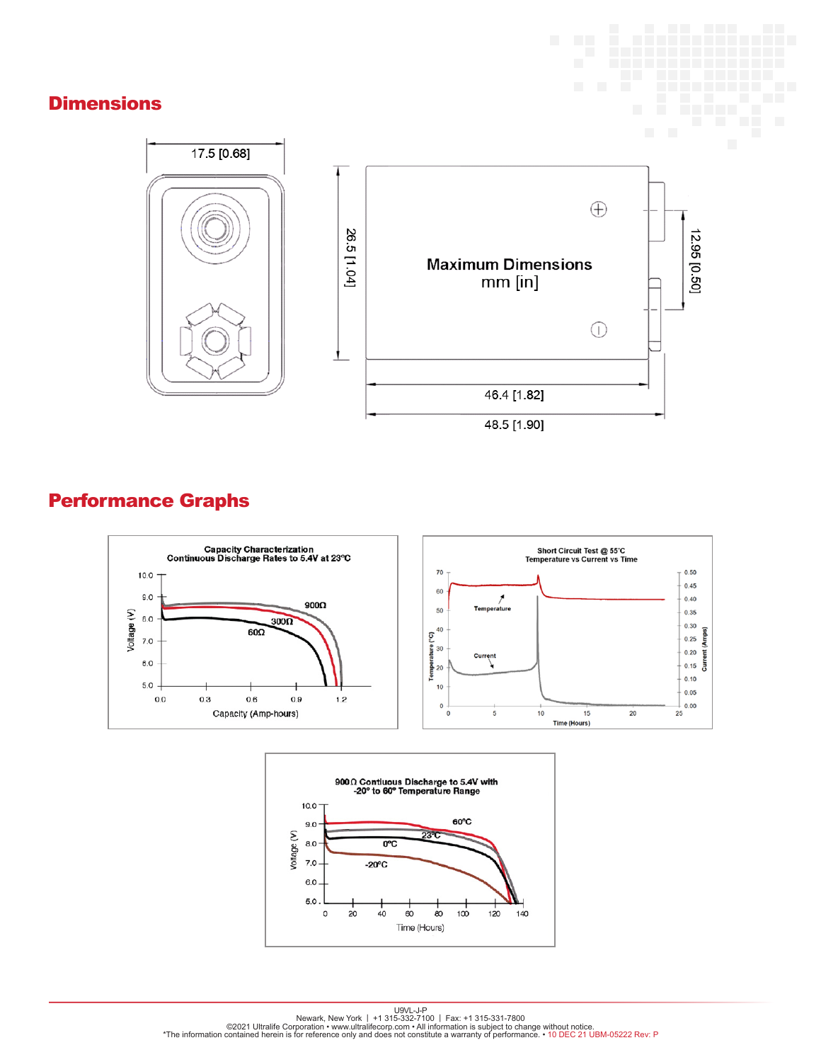## Dimensions

17.5 [0.68]

26.5 [1.04]

Maximum Dimensions
mm [in]

12.95 [0.50]

46.4 [1.82]

48.5 [1.90]

## Performance Graphs

Capacity Characterization
Continuous Discharge Rates to 5.4V at 23°C

Voltage (V)

10.0
9.0
8.0
7.0
6.0
5.0

0.0 0.3 0.6 0.9 1.2

Capacity (Amp-hours)

900Ω
300Ω
60Ω

Short Circuit Test @ 55°C
Temperature vs Current vs Time

Temperature (°C)

70
60
50
40
30
20
10
0

Current (Amps)

0.50
0.45
0.40
0.35
0.30
0.25
0.20
0.15
0.10
0.05
0.00

0 5 10 15 20 25

Time (Hours)

Temperature
Current

900Ω Contiuous Discharge to 5.4V with
-20° to 60° Temperature Range

Voltage (V)

10.0
9.0
8.0
7.0
6.0
5.0

0 20 40 60 80 100 120 140

Time (Hours)

60°C
23°C
0°C
-20°C

U9VL-J-P
Newark, New York | +1 315-332-7100 | Fax: +1 315-331-7800
©2021 Ultralife Corporation • www.ultralifecorp.com • All information is subject to change without notice.
*The information contained herein is for reference only and does not constitute a warranty of performance. • 10 DEC 21 UBM-05222 Rev: P